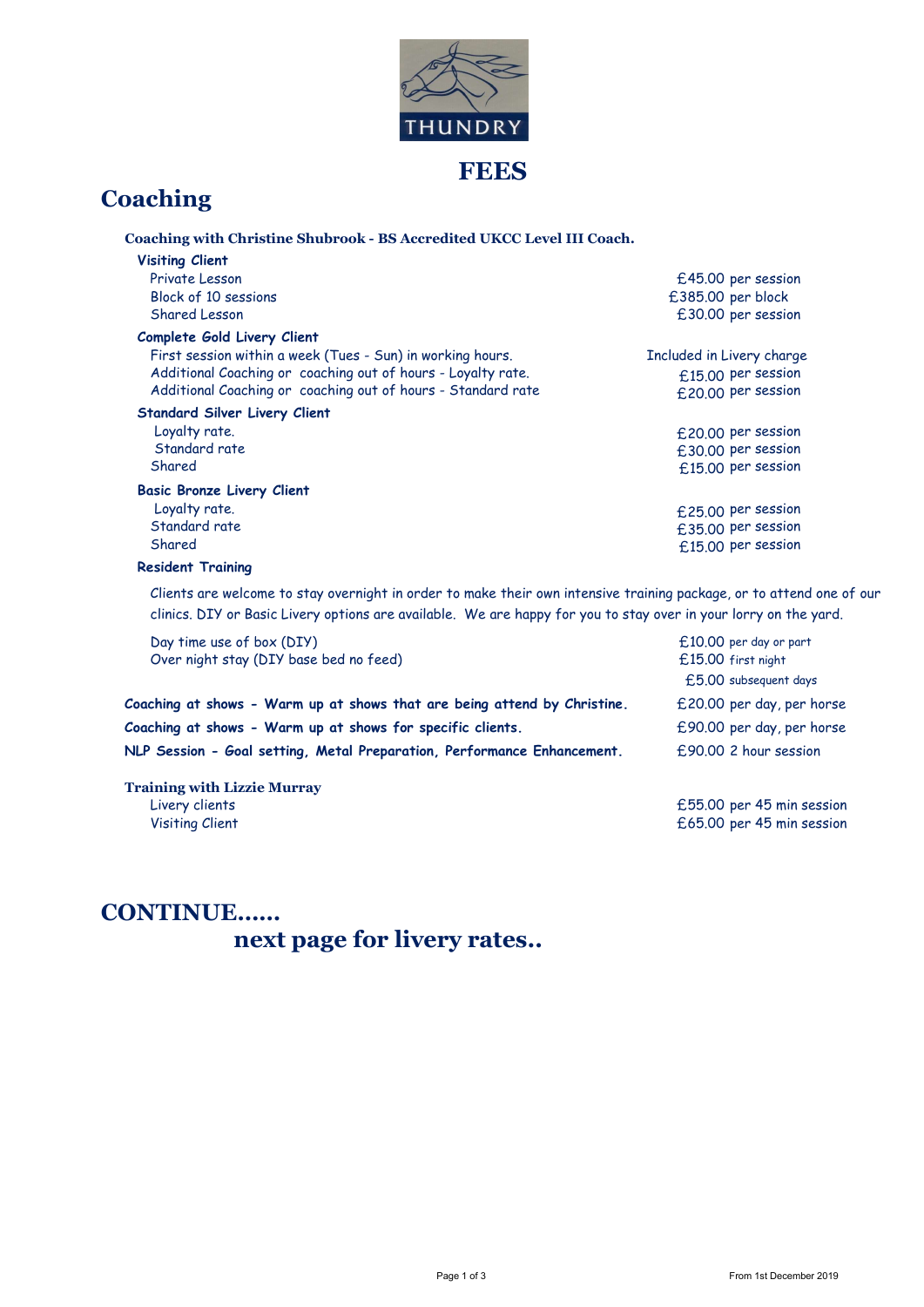THUNDRY

# FEES

## Coaching

### Coaching with Christine Shubrook - BS Accredited UKCC Level III Coach.

**Visiting Client**

| | |
|---|---|
| Private Lesson | £45.00 per session |
| Block of 10 sessions | £385.00 per block |
| Shared Lesson | £30.00 per session |

**Complete Gold Livery Client**

| | |
|---|---|
| First session within a week (Tues - Sun) in working hours. | Included in Livery charge |
| Additional Coaching or coaching out of hours - Loyalty rate. | £15.00 per session |
| Additional Coaching or coaching out of hours - Standard rate | £20.00 per session |

**Standard Silver Livery Client**

| | |
|---|---|
| Loyalty rate. | £20.00 per session |
| Standard rate | £30.00 per session |
| Shared | £15.00 per session |

**Basic Bronze Livery Client**

| | |
|---|---|
| Loyalty rate. | £25.00 per session |
| Standard rate | £35.00 per session |
| Shared | £15.00 per session |

**Resident Training**

Clients are welcome to stay overnight in order to make their own intensive training package, or to attend one of our clinics. DIY or Basic Livery options are available. We are happy for you to stay over in your lorry on the yard.

| | |
|---|---|
| Day time use of box (DIY) | £10.00 per day or part |
| Over night stay (DIY base bed no feed) | £15.00 first night |
| | £5.00 subsequent days |

| | |
|---|---|
| **Coaching at shows - Warm up at shows that are being attend by Christine.** | £20.00 per day, per horse |
| **Coaching at shows - Warm up at shows for specific clients.** | £90.00 per day, per horse |
| **NLP Session - Goal setting, Metal Preparation, Performance Enhancement.** | £90.00 2 hour session |

### Training with Lizzie Murray

| | |
|---|---|
| Livery clients | £55.00 per 45 min session |
| Visiting Client | £65.00 per 45 min session |

## CONTINUE......

## next page for livery rates..

From 1st December 2019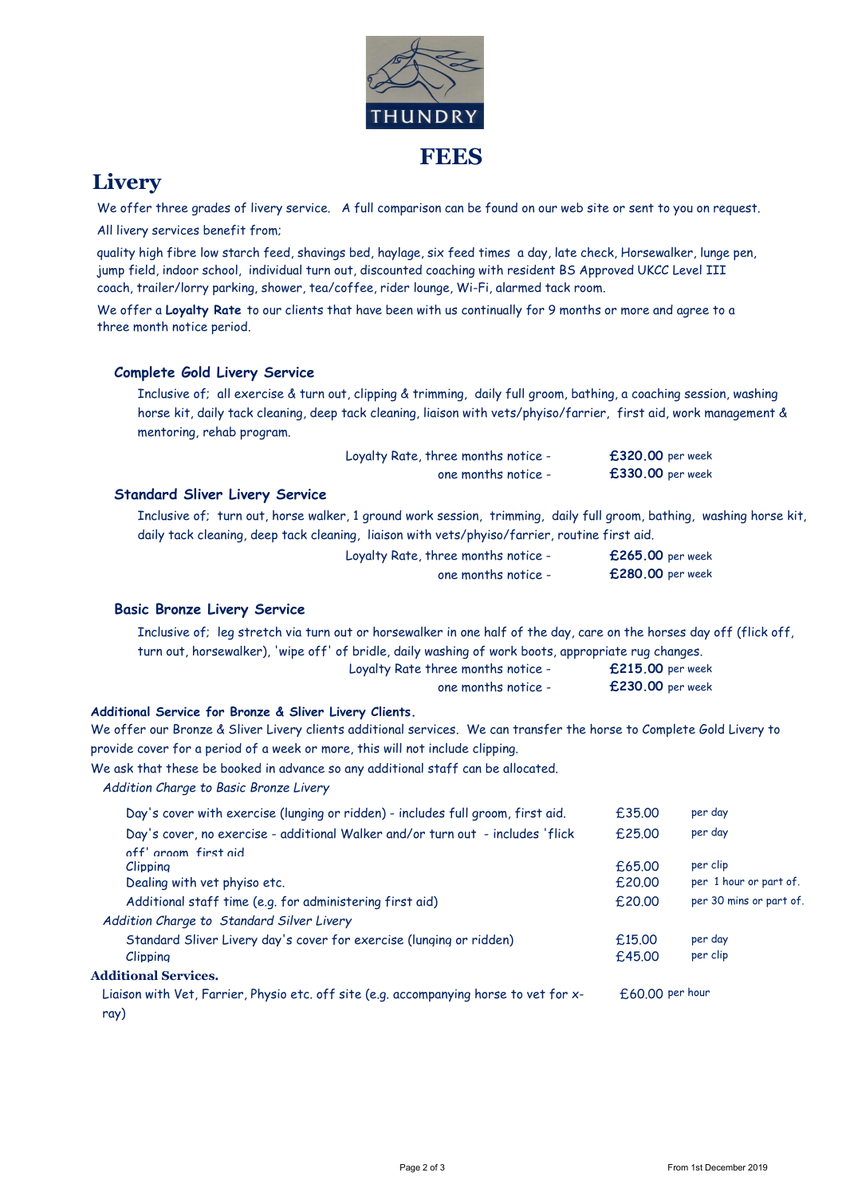THUNDRY

# FEES

## Livery

We offer three grades of livery service. A full comparison can be found on our web site or sent to you on request.

All livery services benefit from;

quality high fibre low starch feed, shavings bed, haylage, six feed times a day, late check, Horsewalker, lunge pen, jump field, indoor school, individual turn out, discounted coaching with resident BS Approved UKCC Level III coach, trailer/lorry parking, shower, tea/coffee, rider lounge, Wi-Fi, alarmed tack room.

We offer a **Loyalty Rate** to our clients that have been with us continually for 9 months or more and agree to a three month notice period.

### Complete Gold Livery Service

Inclusive of; all exercise & turn out, clipping & trimming, daily full groom, bathing, a coaching session, washing horse kit, daily tack cleaning, deep tack cleaning, liaison with vets/phyiso/farrier, first aid, work management & mentoring, rehab program.

| | |
|---|---|
| Loyalty Rate, three months notice - | **£320.00** per week |
| one months notice - | **£330.00** per week |

### Standard Sliver Livery Service

Inclusive of; turn out, horse walker, 1 ground work session, trimming, daily full groom, bathing, washing horse kit, daily tack cleaning, deep tack cleaning, liaison with vets/phyiso/farrier, routine first aid.

| | |
|---|---|
| Loyalty Rate, three months notice - | **£265.00** per week |
| one months notice - | **£280.00** per week |

### Basic Bronze Livery Service

Inclusive of; leg stretch via turn out or horsewalker in one half of the day, care on the horses day off (flick off, turn out, horsewalker), 'wipe off' of bridle, daily washing of work boots, appropriate rug changes.

| | |
|---|---|
| Loyalty Rate three months notice - | **£215.00** per week |
| one months notice - | **£230.00** per week |

**Additional Service for Bronze & Sliver Livery Clients.**

We offer our Bronze & Sliver Livery clients additional services. We can transfer the horse to Complete Gold Livery to provide cover for a period of a week or more, this will not include clipping.

We ask that these be booked in advance so any additional staff can be allocated.

| Service | Price | Unit |
|---|---|---|
| *Addition Charge to Basic Bronze Livery* | | |
| Day's cover with exercise (lunging or ridden) - includes full groom, first aid. | £35.00 | per day |
| Day's cover, no exercise - additional Walker and/or turn out - includes 'flick off' groom, first aid | £25.00 | per day |
| Clipping | £65.00 | per clip |
| Dealing with vet phyiso etc. | £20.00 | per 1 hour or part of. |
| Additional staff time (e.g. for administering first aid) | £20.00 | per 30 mins or part of. |
| *Addition Charge to Standard Silver Livery* | | |
| Standard Sliver Livery day's cover for exercise (lunging or ridden) | £15.00 | per day |
| Clipping | £45.00 | per clip |

**Additional Services.**

| Service | Price |
|---|---|
| Liaison with Vet, Farrier, Physio etc. off site (e.g. accompanying horse to vet for x-ray) | £60.00 per hour |

From 1st December 2019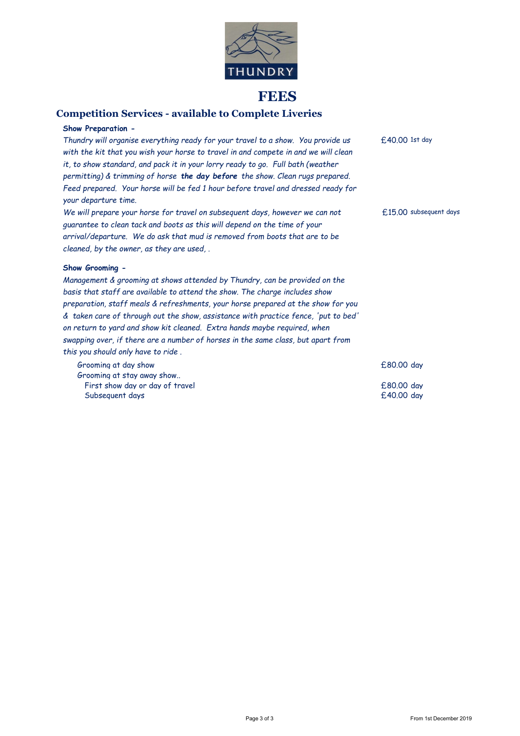THUNDRY

# FEES

## Competition Services - available to Complete Liveries

**Show Preparation -**

*Thundry will organise everything ready for your travel to a show. You provide us with the kit that you wish your horse to travel in and compete in and we will clean it, to show standard, and pack it in your lorry ready to go. Full bath (weather permitting) & trimming of horse* ***the day before*** *the show. Clean rugs prepared. Feed prepared. Your horse will be fed 1 hour before travel and dressed ready for your departure time.*

£40.00 1st day

*We will prepare your horse for travel on subsequent days, however we can not guarantee to clean tack and boots as this will depend on the time of your arrival/departure. We do ask that mud is removed from boots that are to be cleaned, by the owner, as they are used, .*

£15.00 subsequent days

**Show Grooming -**

*Management & grooming at shows attended by Thundry, can be provided on the basis that staff are available to attend the show. The charge includes show preparation, staff meals & refreshments, your horse prepared at the show for you & taken care of through out the show, assistance with practice fence, 'put to bed' on return to yard and show kit cleaned. Extra hands maybe required, when swapping over, if there are a number of horses in the same class, but apart from this you should only have to ride .*

| | |
|---|---|
| Grooming at day show | £80.00 day |
| Grooming at stay away show.. | |
| First show day or day of travel | £80.00 day |
| Subsequent days | £40.00 day |

From 1st December 2019